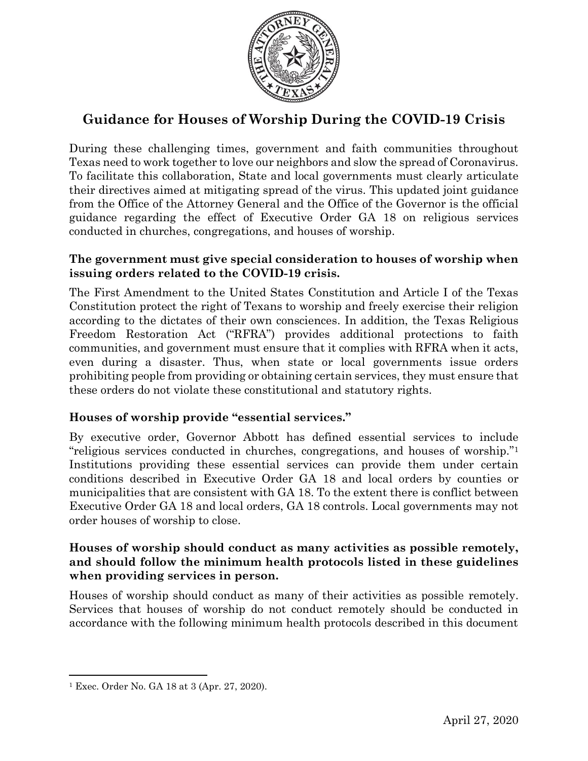# Guidance for Houses of Worship During the COVID-19 Crisis

During these challenging times, government and faith communities throughout Texas need to work together to love our neighbors and slow the spread of Coronavirus. To facilitate this collaboration, State and local governments must clearly articulate their directives aimed at mitigating spread of the virus. This updated joint guidance from the Office of the Attorney General and the Office of the Governor is the official guidance regarding the effect of Executive Order GA 18 on religious services conducted in churches, congregations, and houses of worship.

**The government must give special consideration to houses of worship when issuing orders related to the COVID-19 crisis.**

The First Amendment to the United States Constitution and Article I of the Texas Constitution protect the right of Texans to worship and freely exercise their religion according to the dictates of their own consciences. In addition, the Texas Religious Freedom Restoration Act ("RFRA") provides additional protections to faith communities, and government must ensure that it complies with RFRA when it acts, even during a disaster. Thus, when state or local governments issue orders prohibiting people from providing or obtaining certain services, they must ensure that these orders do not violate these constitutional and statutory rights.

**Houses of worship provide "essential services."**

By executive order, Governor Abbott has defined essential services to include "religious services conducted in churches, congregations, and houses of worship."[1] Institutions providing these essential services can provide them under certain conditions described in Executive Order GA 18 and local orders by counties or municipalities that are consistent with GA 18. To the extent there is conflict between Executive Order GA 18 and local orders, GA 18 controls. Local governments may not order houses of worship to close.

**Houses of worship should conduct as many activities as possible remotely, and should follow the minimum health protocols listed in these guidelines when providing services in person.**

Houses of worship should conduct as many of their activities as possible remotely. Services that houses of worship do not conduct remotely should be conducted in accordance with the following minimum health protocols described in this document

[1] Exec. Order No. GA 18 at 3 (Apr. 27, 2020).

April 27, 2020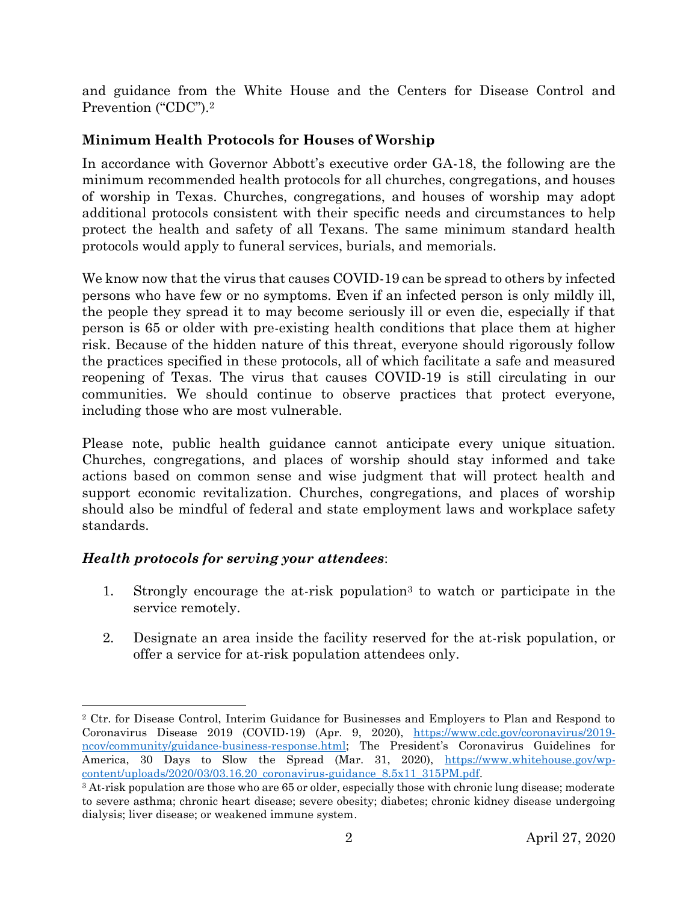and guidance from the White House and the Centers for Disease Control and Prevention ("CDC").[2]

### Minimum Health Protocols for Houses of Worship

In accordance with Governor Abbott's executive order GA-18, the following are the minimum recommended health protocols for all churches, congregations, and houses of worship in Texas. Churches, congregations, and houses of worship may adopt additional protocols consistent with their specific needs and circumstances to help protect the health and safety of all Texans. The same minimum standard health protocols would apply to funeral services, burials, and memorials.

We know now that the virus that causes COVID-19 can be spread to others by infected persons who have few or no symptoms. Even if an infected person is only mildly ill, the people they spread it to may become seriously ill or even die, especially if that person is 65 or older with pre-existing health conditions that place them at higher risk. Because of the hidden nature of this threat, everyone should rigorously follow the practices specified in these protocols, all of which facilitate a safe and measured reopening of Texas. The virus that causes COVID-19 is still circulating in our communities. We should continue to observe practices that protect everyone, including those who are most vulnerable.

Please note, public health guidance cannot anticipate every unique situation. Churches, congregations, and places of worship should stay informed and take actions based on common sense and wise judgment that will protect health and support economic revitalization. Churches, congregations, and places of worship should also be mindful of federal and state employment laws and workplace safety standards.

***Health protocols for serving your attendees***:

1. Strongly encourage the at-risk population[3] to watch or participate in the service remotely.

2. Designate an area inside the facility reserved for the at-risk population, or offer a service for at-risk population attendees only.

---

[2] Ctr. for Disease Control, Interim Guidance for Businesses and Employers to Plan and Respond to Coronavirus Disease 2019 (COVID-19) (Apr. 9, 2020), https://www.cdc.gov/coronavirus/2019-ncov/community/guidance-business-response.html; The President's Coronavirus Guidelines for America, 30 Days to Slow the Spread (Mar. 31, 2020), https://www.whitehouse.gov/wp-content/uploads/2020/03/03.16.20_coronavirus-guidance_8.5x11_315PM.pdf.

[3] At-risk population are those who are 65 or older, especially those with chronic lung disease; moderate to severe asthma; chronic heart disease; severe obesity; diabetes; chronic kidney disease undergoing dialysis; liver disease; or weakened immune system.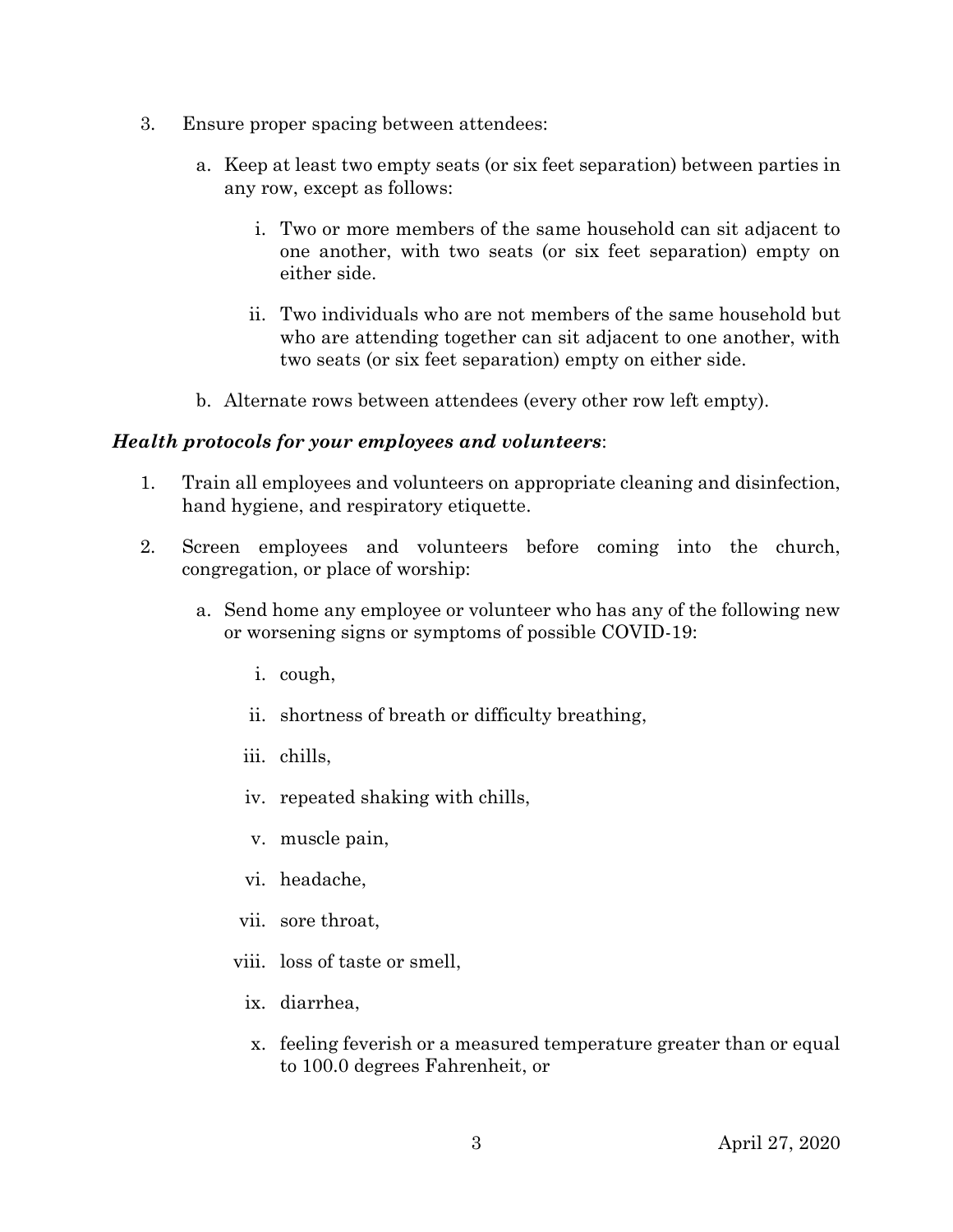3. Ensure proper spacing between attendees:

   a. Keep at least two empty seats (or six feet separation) between parties in any row, except as follows:

      i. Two or more members of the same household can sit adjacent to one another, with two seats (or six feet separation) empty on either side.

      ii. Two individuals who are not members of the same household but who are attending together can sit adjacent to one another, with two seats (or six feet separation) empty on either side.

   b. Alternate rows between attendees (every other row left empty).

***Health protocols for your employees and volunteers***:

1. Train all employees and volunteers on appropriate cleaning and disinfection, hand hygiene, and respiratory etiquette.

2. Screen employees and volunteers before coming into the church, congregation, or place of worship:

   a. Send home any employee or volunteer who has any of the following new or worsening signs or symptoms of possible COVID-19:

      i. cough,

      ii. shortness of breath or difficulty breathing,

      iii. chills,

      iv. repeated shaking with chills,

      v. muscle pain,

      vi. headache,

      vii. sore throat,

      viii. loss of taste or smell,

      ix. diarrhea,

      x. feeling feverish or a measured temperature greater than or equal to 100.0 degrees Fahrenheit, or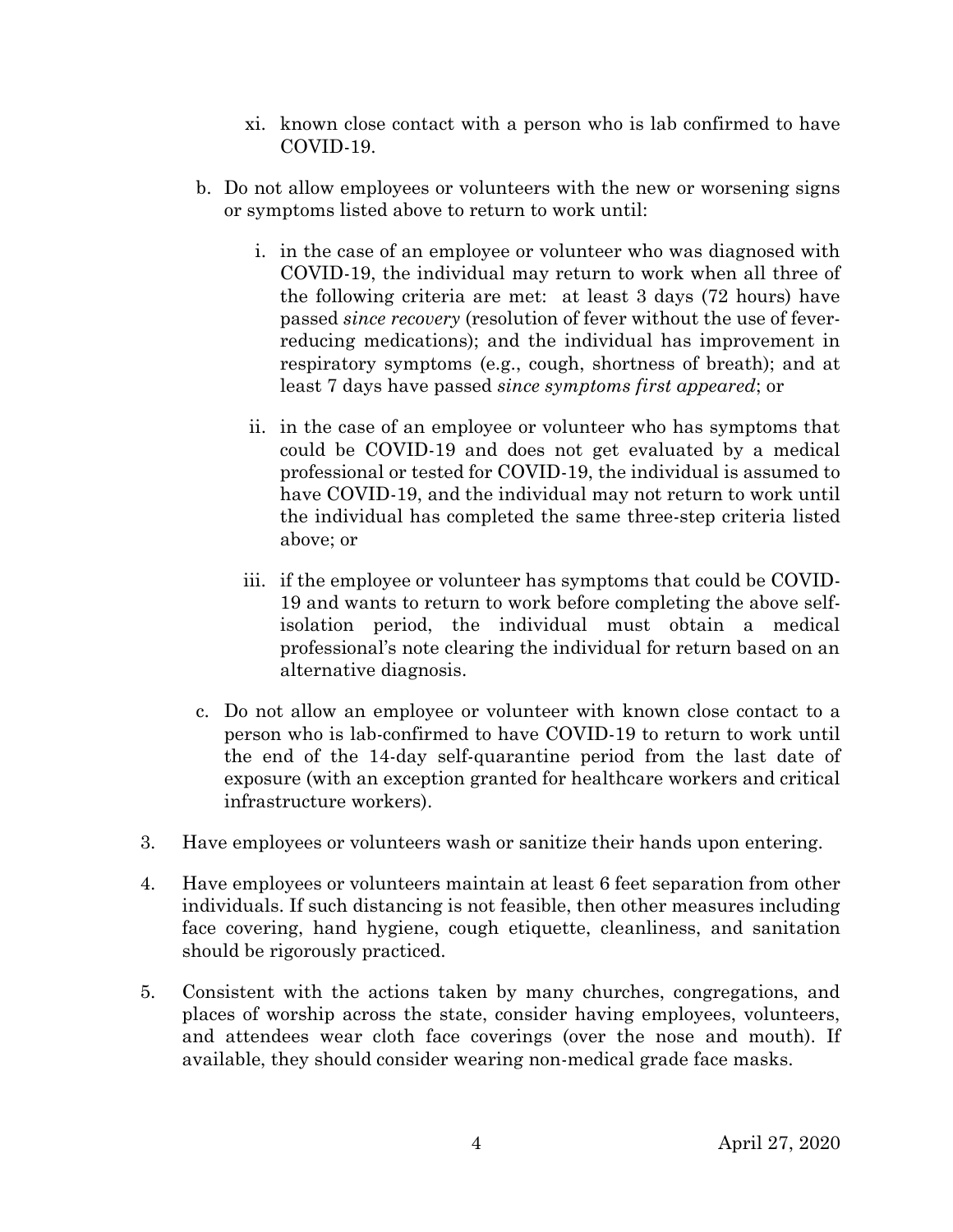xi. known close contact with a person who is lab confirmed to have COVID-19.

   b. Do not allow employees or volunteers with the new or worsening signs or symptoms listed above to return to work until:

      i. in the case of an employee or volunteer who was diagnosed with COVID-19, the individual may return to work when all three of the following criteria are met: at least 3 days (72 hours) have passed *since recovery* (resolution of fever without the use of fever-reducing medications); and the individual has improvement in respiratory symptoms (e.g., cough, shortness of breath); and at least 7 days have passed *since symptoms first appeared*; or

      ii. in the case of an employee or volunteer who has symptoms that could be COVID-19 and does not get evaluated by a medical professional or tested for COVID-19, the individual is assumed to have COVID-19, and the individual may not return to work until the individual has completed the same three-step criteria listed above; or

      iii. if the employee or volunteer has symptoms that could be COVID-19 and wants to return to work before completing the above self-isolation period, the individual must obtain a medical professional's note clearing the individual for return based on an alternative diagnosis.

   c. Do not allow an employee or volunteer with known close contact to a person who is lab-confirmed to have COVID-19 to return to work until the end of the 14-day self-quarantine period from the last date of exposure (with an exception granted for healthcare workers and critical infrastructure workers).

3. Have employees or volunteers wash or sanitize their hands upon entering.

4. Have employees or volunteers maintain at least 6 feet separation from other individuals. If such distancing is not feasible, then other measures including face covering, hand hygiene, cough etiquette, cleanliness, and sanitation should be rigorously practiced.

5. Consistent with the actions taken by many churches, congregations, and places of worship across the state, consider having employees, volunteers, and attendees wear cloth face coverings (over the nose and mouth). If available, they should consider wearing non-medical grade face masks.

April 27, 2020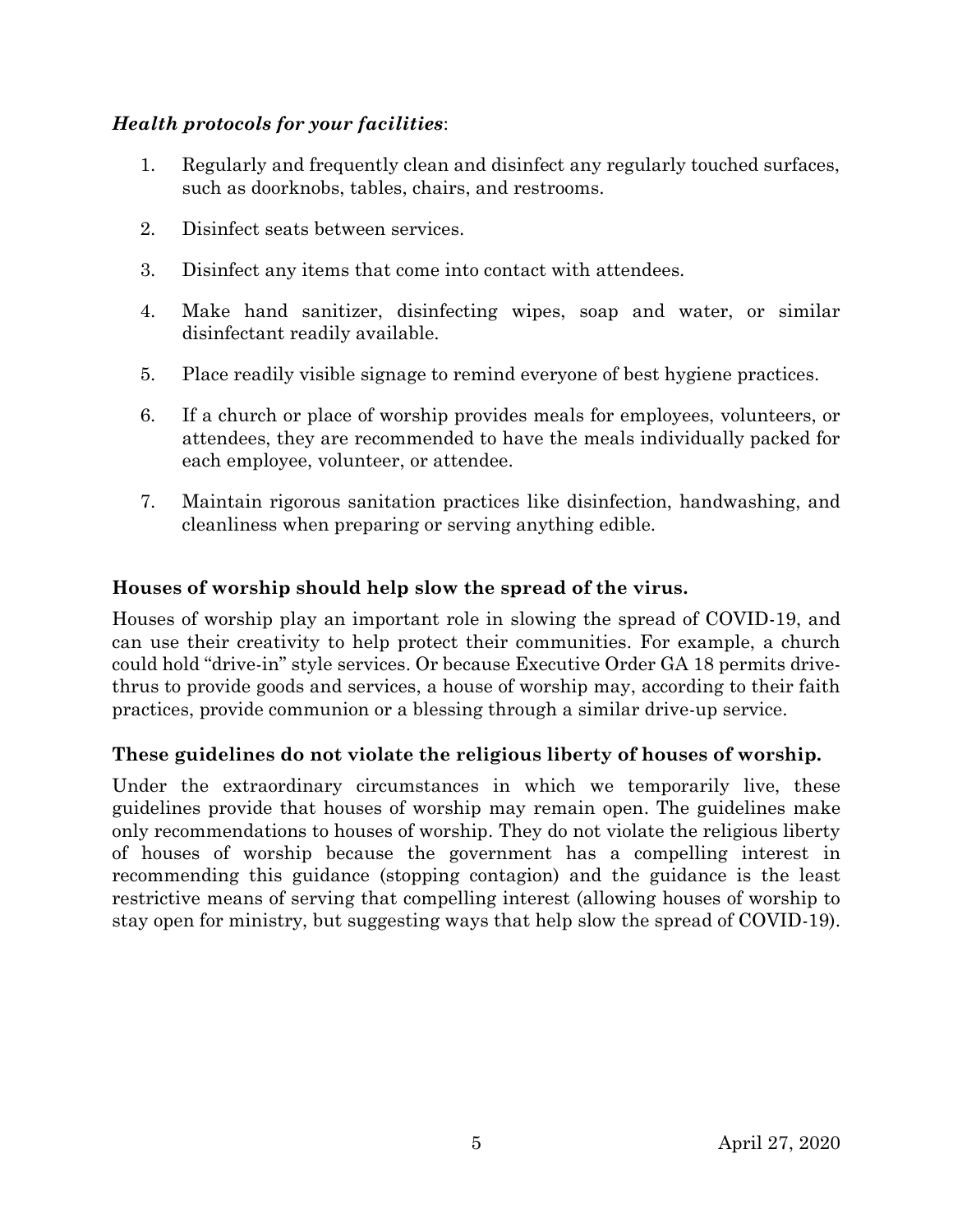***Health protocols for your facilities***:

1. Regularly and frequently clean and disinfect any regularly touched surfaces, such as doorknobs, tables, chairs, and restrooms.
2. Disinfect seats between services.
3. Disinfect any items that come into contact with attendees.
4. Make hand sanitizer, disinfecting wipes, soap and water, or similar disinfectant readily available.
5. Place readily visible signage to remind everyone of best hygiene practices.
6. If a church or place of worship provides meals for employees, volunteers, or attendees, they are recommended to have the meals individually packed for each employee, volunteer, or attendee.
7. Maintain rigorous sanitation practices like disinfection, handwashing, and cleanliness when preparing or serving anything edible.

**Houses of worship should help slow the spread of the virus.**

Houses of worship play an important role in slowing the spread of COVID-19, and can use their creativity to help protect their communities. For example, a church could hold "drive-in" style services. Or because Executive Order GA 18 permits drive-thrus to provide goods and services, a house of worship may, according to their faith practices, provide communion or a blessing through a similar drive-up service.

**These guidelines do not violate the religious liberty of houses of worship.**

Under the extraordinary circumstances in which we temporarily live, these guidelines provide that houses of worship may remain open. The guidelines make only recommendations to houses of worship. They do not violate the religious liberty of houses of worship because the government has a compelling interest in recommending this guidance (stopping contagion) and the guidance is the least restrictive means of serving that compelling interest (allowing houses of worship to stay open for ministry, but suggesting ways that help slow the spread of COVID-19).